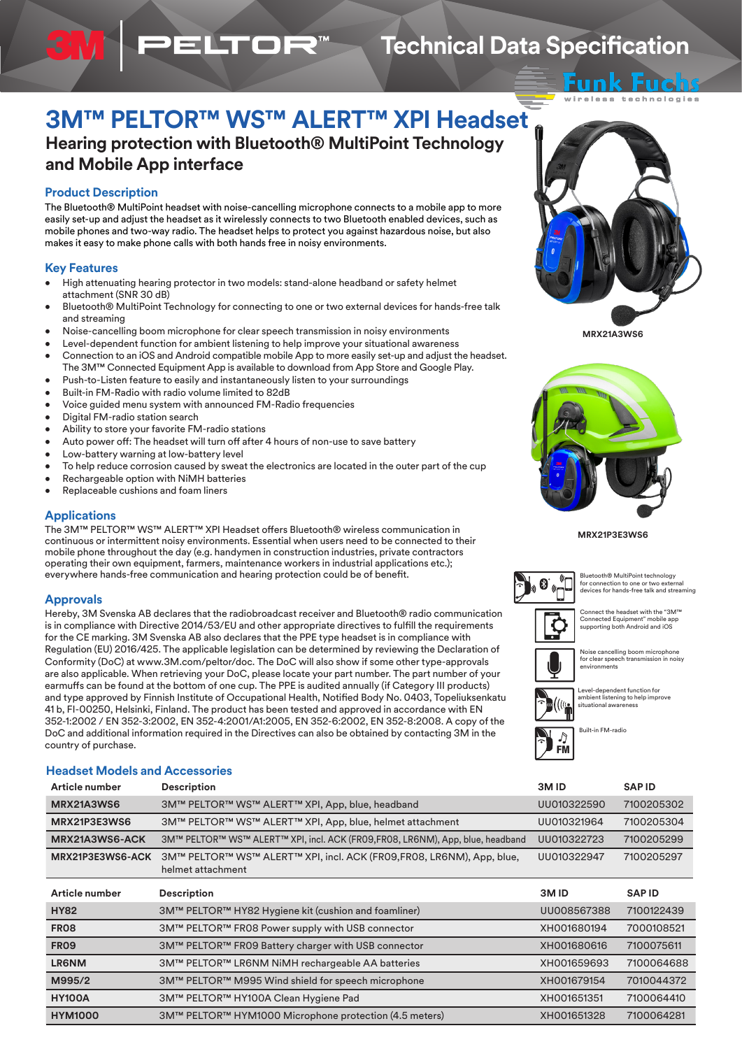# 3M™ PELTOR™ WS™ ALERT™ XPI Headset

## Hearing protection with Bluetooth® MultiPoint Technology and Mobile App interface

### Product Description

The Bluetooth® MultiPoint headset with noise-cancelling microphone connects to a mobile app to more easily set-up and adjust the headset as it wirelessly connects to two Bluetooth enabled devices, such as mobile phones and two-way radio. The headset helps to protect you against hazardous noise, but also makes it easy to make phone calls with both hands free in noisy environments.

### Key Features

- High attenuating hearing protector in two models: stand-alone headband or safety helmet attachment (SNR 30 dB)
- Bluetooth® MultiPoint Technology for connecting to one or two external devices for hands-free talk and streaming
- Noise-cancelling boom microphone for clear speech transmission in noisy environments
- Level-dependent function for ambient listening to help improve your situational awareness
- Connection to an iOS and Android compatible mobile App to more easily set-up and adjust the headset. The 3M™ Connected Equipment App is available to download from App Store and Google Play.
- Push-to-Listen feature to easily and instantaneously listen to your surroundings
- Built-in FM-Radio with radio volume limited to 82dB
- Voice guided menu system with announced FM-Radio frequencies
- Digital FM-radio station search
- Ability to store your favorite FM-radio stations
- Auto power off: The headset will turn off after 4 hours of non-use to save battery
- Low-battery warning at low-battery level
- To help reduce corrosion caused by sweat the electronics are located in the outer part of the cup
- Rechargeable option with NiMH batteries
- Replaceable cushions and foam liners

MRX21A3WS6

MRX21P3E3WS6

### Applications

The 3M™ PELTOR™ WS™ ALERT™ XPI Headset offers Bluetooth® wireless communication in continuous or intermittent noisy environments. Essential when users need to be connected to their mobile phone throughout the day (e.g. handymen in construction industries, private contractors operating their own equipment, farmers, maintenance workers in industrial applications etc.); everywhere hands-free communication and hearing protection could be of benefit.

Bluetooth® MultiPoint technology for connection to one or two external devices for hands-free talk and streaming

Connect the headset with the "3M™ Connected Equipment" mobile app supporting both Android and iOS

Noise cancelling boom microphone for clear speech transmission in noisy environments

Level-dependent function for ambient listening to help improve situational awareness

Built-in FM-radio

### Approvals

Hereby, 3M Svenska AB declares that the radiobroadcast receiver and Bluetooth® radio communication is in compliance with Directive 2014/53/EU and other appropriate directives to fulfill the requirements for the CE marking. 3M Svenska AB also declares that the PPE type headset is in compliance with Regulation (EU) 2016/425. The applicable legislation can be determined by reviewing the Declaration of Conformity (DoC) at www.3M.com/peltor/doc. The DoC will also show if some other type-approvals are also applicable. When retrieving your DoC, please locate your part number. The part number of your earmuffs can be found at the bottom of one cup. The PPE is audited annually (if Category III products) and type approved by Finnish Institute of Occupational Health, Notified Body No. 0403, Topeliuksenkatu 41 b, FI-00250, Helsinki, Finland. The product has been tested and approved in accordance with EN 352-1:2002 / EN 352-3:2002, EN 352-4:2001/A1:2005, EN 352-6:2002, EN 352-8:2008. A copy of the DoC and additional information required in the Directives can also be obtained by contacting 3M in the country of purchase.

### Headset Models and Accessories

| Article number | Description | 3M ID | SAP ID |
|---|---|---|---|
| MRX21A3WS6 | 3M™ PELTOR™ WS™ ALERT™ XPI, App, blue, headband | UU010322590 | 7100205302 |
| MRX21P3E3WS6 | 3M™ PELTOR™ WS™ ALERT™ XPI, App, blue, helmet attachment | UU010321964 | 7100205304 |
| MRX21A3WS6-ACK | 3M™ PELTOR™ WS™ ALERT™ XPI, incl. ACK (FR09,FR08, LR6NM), App, blue, headband | UU010322723 | 7100205299 |
| MRX21P3E3WS6-ACK | 3M™ PELTOR™ WS™ ALERT™ XPI, incl. ACK (FR09,FR08, LR6NM), App, blue, helmet attachment | UU010322947 | 7100205297 |

| Article number | Description | 3M ID | SAP ID |
|---|---|---|---|
| HY82 | 3M™ PELTOR™ HY82 Hygiene kit (cushion and foamliner) | UU008567388 | 7100122439 |
| FR08 | 3M™ PELTOR™ FR08 Power supply with USB connector | XH001680194 | 7000108521 |
| FR09 | 3M™ PELTOR™ FR09 Battery charger with USB connector | XH001680616 | 7100075611 |
| LR6NM | 3M™ PELTOR™ LR6NM NiMH rechargeable AA batteries | XH001659693 | 7100064688 |
| M995/2 | 3M™ PELTOR™ M995 Wind shield for speech microphone | XH001679154 | 7010044372 |
| HY100A | 3M™ PELTOR™ HY100A Clean Hygiene Pad | XH001651351 | 7100064410 |
| HYM1000 | 3M™ PELTOR™ HYM1000 Microphone protection (4.5 meters) | XH001651328 | 7100064281 |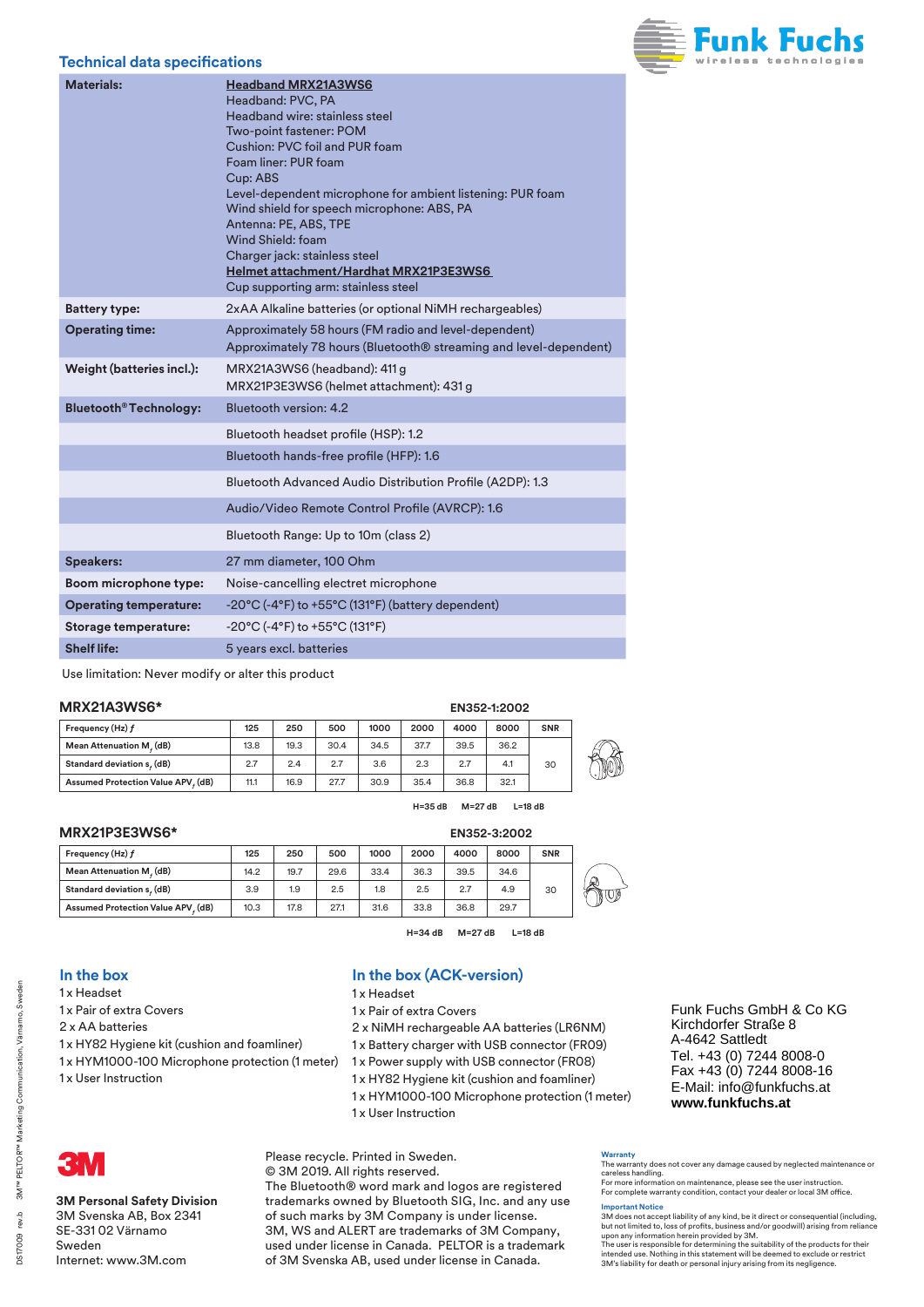Funk Fuchs wireless technologies

## Technical data specifications

| | |
|---|---|
| **Materials:** | **Headband MRX21A3WS6**<br>Headband: PVC, PA<br>Headband wire: stainless steel<br>Two-point fastener: POM<br>Cushion: PVC foil and PUR foam<br>Foam liner: PUR foam<br>Cup: ABS<br>Level-dependent microphone for ambient listening: PUR foam<br>Wind shield for speech microphone: ABS, PA<br>Antenna: PE, ABS, TPE<br>Wind Shield: foam<br>Charger jack: stainless steel<br>**Helmet attachment/Hardhat MRX21P3E3WS6**<br>Cup supporting arm: stainless steel |
| **Battery type:** | 2xAA Alkaline batteries (or optional NiMH rechargeables) |
| **Operating time:** | Approximately 58 hours (FM radio and level-dependent)<br>Approximately 78 hours (Bluetooth® streaming and level-dependent) |
| **Weight (batteries incl.):** | MRX21A3WS6 (headband): 411 g<br>MRX21P3E3WS6 (helmet attachment): 431 g |
| **Bluetooth® Technology:** | Bluetooth version: 4.2 |
| | Bluetooth headset profile (HSP): 1.2 |
| | Bluetooth hands-free profile (HFP): 1.6 |
| | Bluetooth Advanced Audio Distribution Profile (A2DP): 1.3 |
| | Audio/Video Remote Control Profile (AVRCP): 1.6 |
| | Bluetooth Range: Up to 10m (class 2) |
| **Speakers:** | 27 mm diameter, 100 Ohm |
| **Boom microphone type:** | Noise-cancelling electret microphone |
| **Operating temperature:** | -20°C (-4°F) to +55°C (131°F) (battery dependent) |
| **Storage temperature:** | -20°C (-4°F) to +55°C (131°F) |
| **Shelf life:** | 5 years excl. batteries |

Use limitation: Never modify or alter this product

### MRX21A3WS6*

EN352-1:2002

| Frequency (Hz) $f$ | 125 | 250 | 500 | 1000 | 2000 | 4000 | 8000 | SNR |
|---|---|---|---|---|---|---|---|---|
| Mean Attenuation $M_f$ (dB) | 13.8 | 19.3 | 30.4 | 34.5 | 37.7 | 39.5 | 36.2 | 30 |
| Standard deviation $s_f$ (dB) | 2.7 | 2.4 | 2.7 | 3.6 | 2.3 | 2.7 | 4.1 | |
| Assumed Protection Value $APV_f$ (dB) | 11.1 | 16.9 | 27.7 | 30.9 | 35.4 | 36.8 | 32.1 | |

H=35 dB M=27 dB L=18 dB

### MRX21P3E3WS6*

EN352-3:2002

| Frequency (Hz) $f$ | 125 | 250 | 500 | 1000 | 2000 | 4000 | 8000 | SNR |
|---|---|---|---|---|---|---|---|---|
| Mean Attenuation $M_f$ (dB) | 14.2 | 19.7 | 29.6 | 33.4 | 36.3 | 39.5 | 34.6 | 30 |
| Standard deviation $s_f$ (dB) | 3.9 | 1.9 | 2.5 | 1.8 | 2.5 | 2.7 | 4.9 | |
| Assumed Protection Value $APV_f$ (dB) | 10.3 | 17.8 | 27.1 | 31.6 | 33.8 | 36.8 | 29.7 | |

H=34 dB M=27 dB L=18 dB

## In the box

1 x Headset
1 x Pair of extra Covers
2 x AA batteries
1 x HY82 Hygiene kit (cushion and foamliner)
1 x HYM1000-100 Microphone protection (1 meter)
1 x User Instruction

## In the box (ACK-version)

1 x Headset
1 x Pair of extra Covers
2 x NiMH rechargeable AA batteries (LR6NM)
1 x Battery charger with USB connector (FR09)
1 x Power supply with USB connector (FR08)
1 x HY82 Hygiene kit (cushion and foamliner)
1 x HYM1000-100 Microphone protection (1 meter)
1 x User Instruction

Funk Fuchs GmbH & Co KG
Kirchdorfer Straße 8
A-4642 Sattledt
Tel. +43 (0) 7244 8008-0
Fax +43 (0) 7244 8008-16
E-Mail: info@funkfuchs.at
**www.funkfuchs.at**

3M

**3M Personal Safety Division**
3M Svenska AB, Box 2341
SE-331 02 Värnamo
Sweden
Internet: www.3M.com

Please recycle. Printed in Sweden.
© 3M 2019. All rights reserved.
The Bluetooth® word mark and logos are registered trademarks owned by Bluetooth SIG, Inc. and any use of such marks by 3M Company is under license.
3M, WS and ALERT are trademarks of 3M Company, used under license in Canada. PELTOR is a trademark of 3M Svenska AB, used under license in Canada.

**Warranty**
The warranty does not cover any damage caused by neglected maintenance or careless handling.
For more information on maintenance, please see the user instruction.
For complete warranty condition, contact your dealer or local 3M office.

**Important Notice**
3M does not accept liability of any kind, be it direct or consequential (including, but not limited to, loss of profits, business and/or goodwill) arising from reliance upon any information herein provided by 3M.
The user is responsible for determining the suitability of the products for their intended use. Nothing in this statement will be deemed to exclude or restrict 3M's liability for death or personal injury arising from its negligence.

DS17009 rev.b 3M™ PELTOR™ Marketing Communication, Värnamo, Sweden